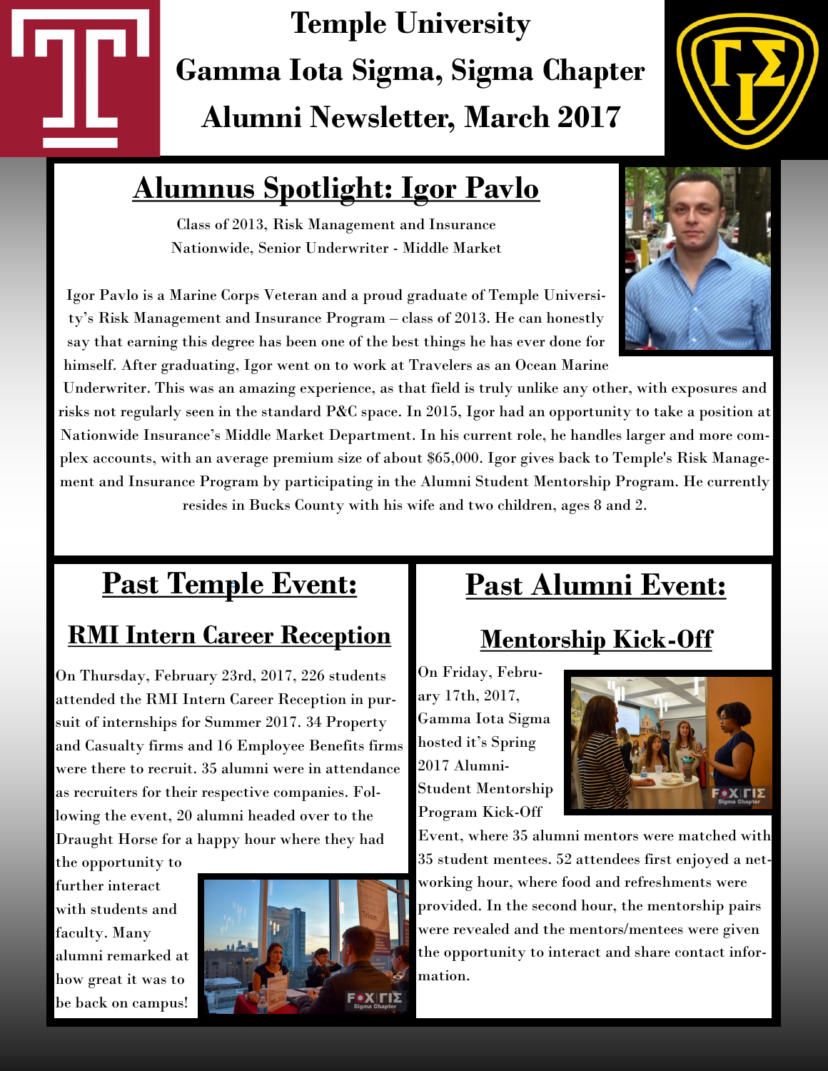# Temple University
# Gamma Iota Sigma, Sigma Chapter
# Alumni Newsletter, March 2017

## Alumnus Spotlight: Igor Pavlo

Class of 2013, Risk Management and Insurance
Nationwide, Senior Underwriter - Middle Market

Igor Pavlo is a Marine Corps Veteran and a proud graduate of Temple University's Risk Management and Insurance Program – class of 2013. He can honestly say that earning this degree has been one of the best things he has ever done for himself. After graduating, Igor went on to work at Travelers as an Ocean Marine Underwriter. This was an amazing experience, as that field is truly unlike any other, with exposures and risks not regularly seen in the standard P&C space. In 2015, Igor had an opportunity to take a position at Nationwide Insurance's Middle Market Department. In his current role, he handles larger and more complex accounts, with an average premium size of about $65,000. Igor gives back to Temple's Risk Management and Insurance Program by participating in the Alumni Student Mentorship Program. He currently resides in Bucks County with his wife and two children, ages 8 and 2.

## Past Temple Event:

### RMI Intern Career Reception

On Thursday, February 23rd, 2017, 226 students attended the RMI Intern Career Reception in pursuit of internships for Summer 2017. 34 Property and Casualty firms and 16 Employee Benefits firms were there to recruit. 35 alumni were in attendance as recruiters for their respective companies. Following the event, 20 alumni headed over to the Draught Horse for a happy hour where they had the opportunity to further interact with students and faculty. Many alumni remarked at how great it was to be back on campus!

## Past Alumni Event:

### Mentorship Kick-Off

On Friday, February 17th, 2017, Gamma Iota Sigma hosted it's Spring 2017 Alumni-Student Mentorship Program Kick-Off Event, where 35 alumni mentors were matched with 35 student mentees. 52 attendees first enjoyed a networking hour, where food and refreshments were provided. In the second hour, the mentorship pairs were revealed and the mentors/mentees were given the opportunity to interact and share contact information.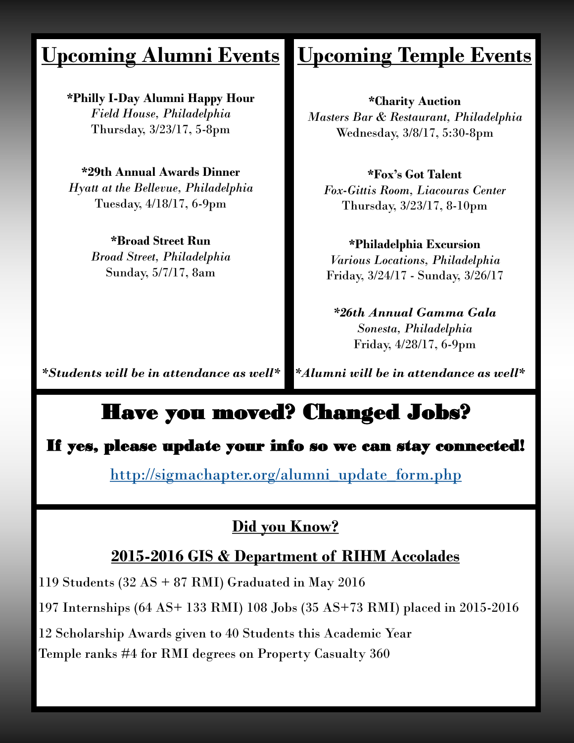## Upcoming Alumni Events

**\*Philly I-Day Alumni Happy Hour**
*Field House, Philadelphia*
Thursday, 3/23/17, 5-8pm

**\*29th Annual Awards Dinner**
*Hyatt at the Bellevue, Philadelphia*
Tuesday, 4/18/17, 6-9pm

**\*Broad Street Run**
*Broad Street, Philadelphia*
Sunday, 5/7/17, 8am

***Students will be in attendance as well***

## Upcoming Temple Events

**\*Charity Auction**
*Masters Bar & Restaurant, Philadelphia*
Wednesday, 3/8/17, 5:30-8pm

**\*Fox's Got Talent**
*Fox-Gittis Room, Liacouras Center*
Thursday, 3/23/17, 8-10pm

**\*Philadelphia Excursion**
*Various Locations, Philadelphia*
Friday, 3/24/17 - Sunday, 3/26/17

***26th Annual Gamma Gala***
*Sonesta, Philadelphia*
Friday, 4/28/17, 6-9pm

***Alumni will be in attendance as well***

# Have you moved? Changed Jobs?

## If yes, please update your info so we can stay connected!

http://sigmachapter.org/alumni_update_form.php

### Did you Know?

### 2015-2016 GIS & Department of RIHM Accolades

119 Students (32 AS + 87 RMI) Graduated in May 2016

197 Internships (64 AS+ 133 RMI) 108 Jobs (35 AS+73 RMI) placed in 2015-2016

12 Scholarship Awards given to 40 Students this Academic Year

Temple ranks #4 for RMI degrees on Property Casualty 360